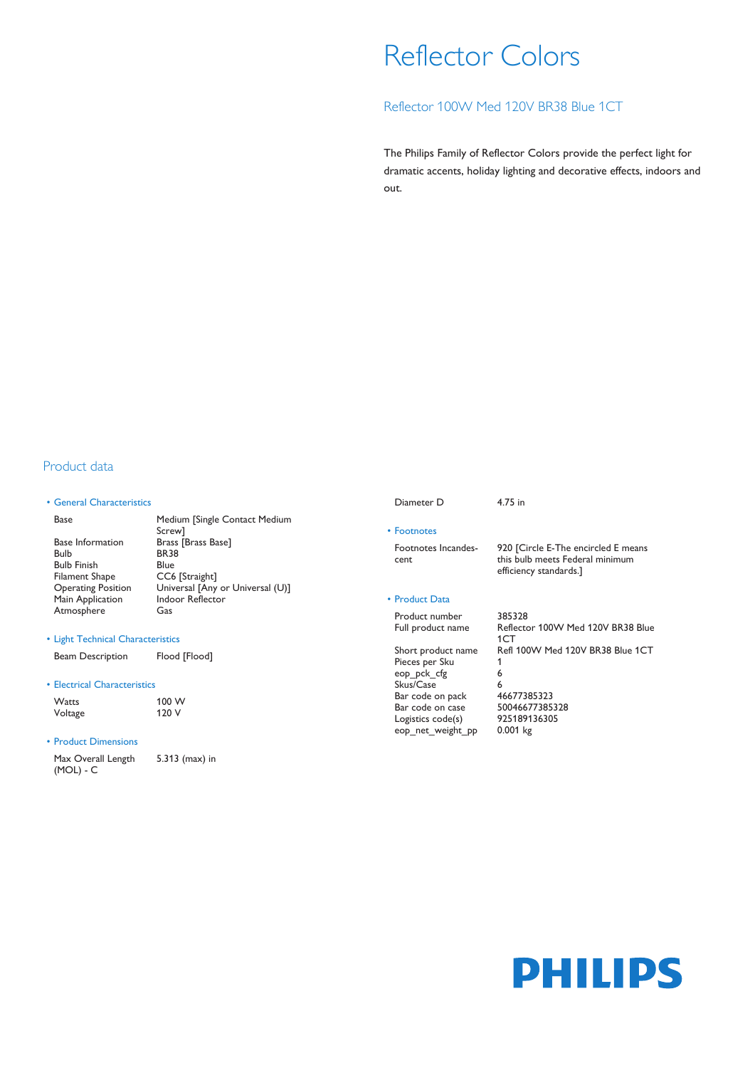# Reflector Colors

## Reflector 100W Med 120V BR38 Blue 1CT

The Philips Family of Reflector Colors provide the perfect light for dramatic accents, holiday lighting and decorative effects, indoors and out.

## Product data

### • General Characteristics

| | |
|---|---|
| Base | Medium [Single Contact Medium Screw] |
| Base Information | Brass [Brass Base] |
| Bulb | BR38 |
| Bulb Finish | Blue |
| Filament Shape | CC6 [Straight] |
| Operating Position | Universal [Any or Universal (U)] |
| Main Application | Indoor Reflector |
| Atmosphere | Gas |

### • Light Technical Characteristics

| | |
|---|---|
| Beam Description | Flood [Flood] |

### • Electrical Characteristics

| | |
|---|---|
| Watts | 100 W |
| Voltage | 120 V |

### • Product Dimensions

| | |
|---|---|
| Max Overall Length (MOL) - C | 5.313 (max) in |
| Diameter D | 4.75 in |

### • Footnotes

| | |
|---|---|
| Footnotes Incandescent | 920 [Circle E-The encircled E means this bulb meets Federal minimum efficiency standards.] |

### • Product Data

| | |
|---|---|
| Product number | 385328 |
| Full product name | Reflector 100W Med 120V BR38 Blue 1CT |
| Short product name | Refl 100W Med 120V BR38 Blue 1CT |
| Pieces per Sku | 1 |
| eop_pck_cfg | 6 |
| Skus/Case | 6 |
| Bar code on pack | 46677385323 |
| Bar code on case | 50046677385328 |
| Logistics code(s) | 925189136305 |
| eop_net_weight_pp | 0.001 kg |

PHILIPS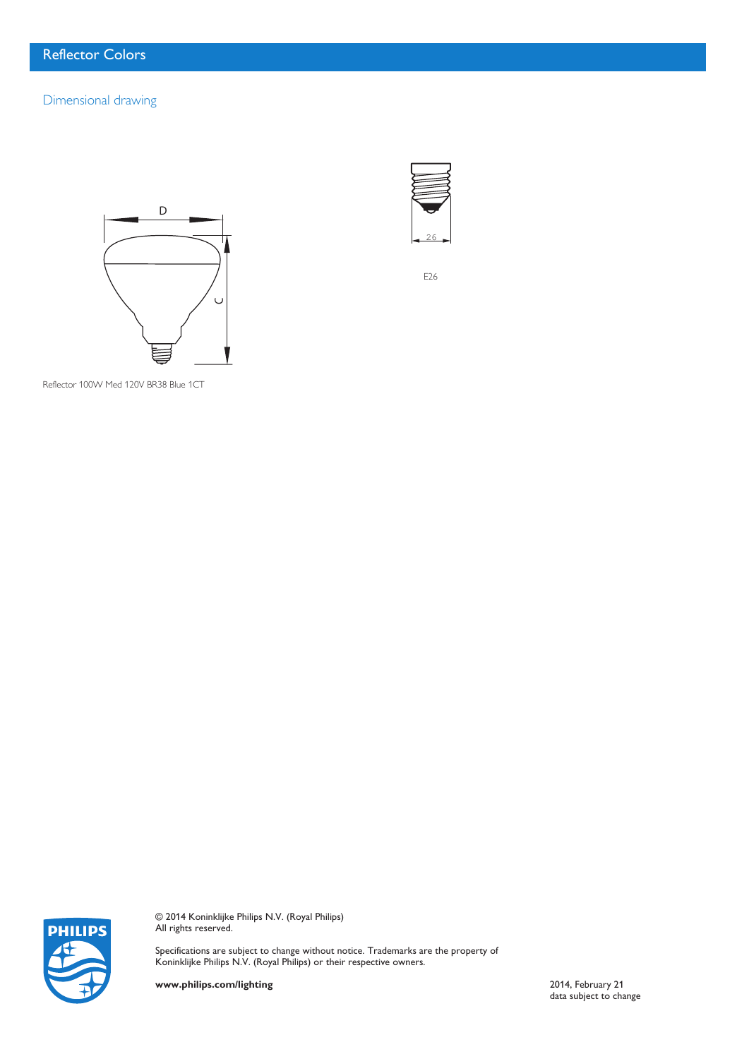## Reflector Colors

### Dimensional drawing

D

C

Reflector 100W Med 120V BR38 Blue 1CT

26

E26

© 2014 Koninklijke Philips N.V. (Royal Philips)
All rights reserved.

Specifications are subject to change without notice. Trademarks are the property of Koninklijke Philips N.V. (Royal Philips) or their respective owners.

**www.philips.com/lighting**

2014, February 21
data subject to change